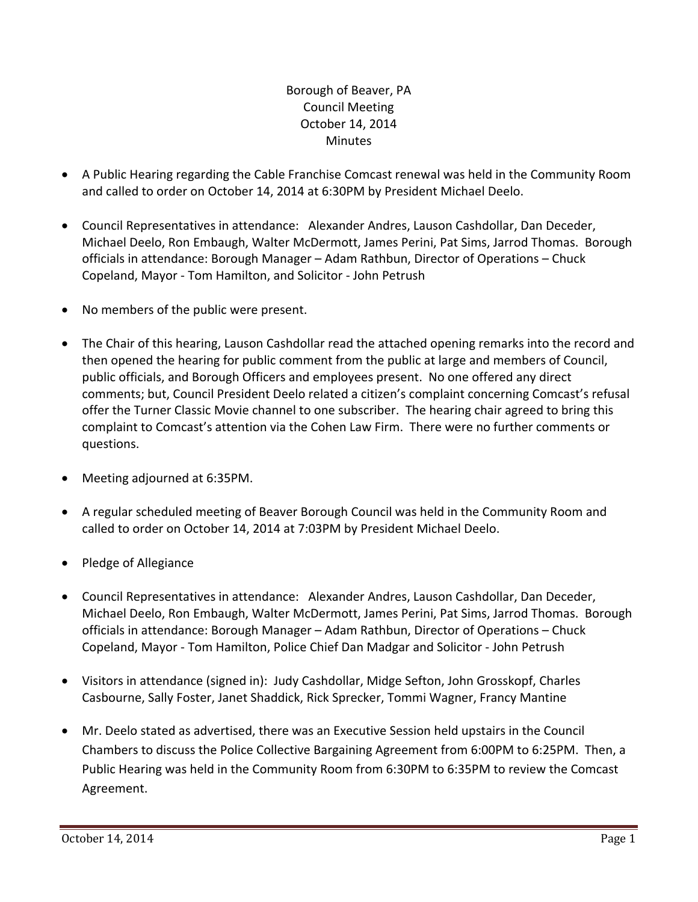Borough of Beaver, PA
Council Meeting
October 14, 2014
Minutes

- A Public Hearing regarding the Cable Franchise Comcast renewal was held in the Community Room and called to order on October 14, 2014 at 6:30PM by President Michael Deelo.

- Council Representatives in attendance: Alexander Andres, Lauson Cashdollar, Dan Deceder, Michael Deelo, Ron Embaugh, Walter McDermott, James Perini, Pat Sims, Jarrod Thomas. Borough officials in attendance: Borough Manager – Adam Rathbun, Director of Operations – Chuck Copeland, Mayor - Tom Hamilton, and Solicitor - John Petrush

- No members of the public were present.

- The Chair of this hearing, Lauson Cashdollar read the attached opening remarks into the record and then opened the hearing for public comment from the public at large and members of Council, public officials, and Borough Officers and employees present. No one offered any direct comments; but, Council President Deelo related a citizen's complaint concerning Comcast's refusal offer the Turner Classic Movie channel to one subscriber. The hearing chair agreed to bring this complaint to Comcast's attention via the Cohen Law Firm. There were no further comments or questions.

- Meeting adjourned at 6:35PM.

- A regular scheduled meeting of Beaver Borough Council was held in the Community Room and called to order on October 14, 2014 at 7:03PM by President Michael Deelo.

- Pledge of Allegiance

- Council Representatives in attendance: Alexander Andres, Lauson Cashdollar, Dan Deceder, Michael Deelo, Ron Embaugh, Walter McDermott, James Perini, Pat Sims, Jarrod Thomas. Borough officials in attendance: Borough Manager – Adam Rathbun, Director of Operations – Chuck Copeland, Mayor - Tom Hamilton, Police Chief Dan Madgar and Solicitor - John Petrush

- Visitors in attendance (signed in): Judy Cashdollar, Midge Sefton, John Grosskopf, Charles Casbourne, Sally Foster, Janet Shaddick, Rick Sprecker, Tommi Wagner, Francy Mantine

- Mr. Deelo stated as advertised, there was an Executive Session held upstairs in the Council Chambers to discuss the Police Collective Bargaining Agreement from 6:00PM to 6:25PM. Then, a Public Hearing was held in the Community Room from 6:30PM to 6:35PM to review the Comcast Agreement.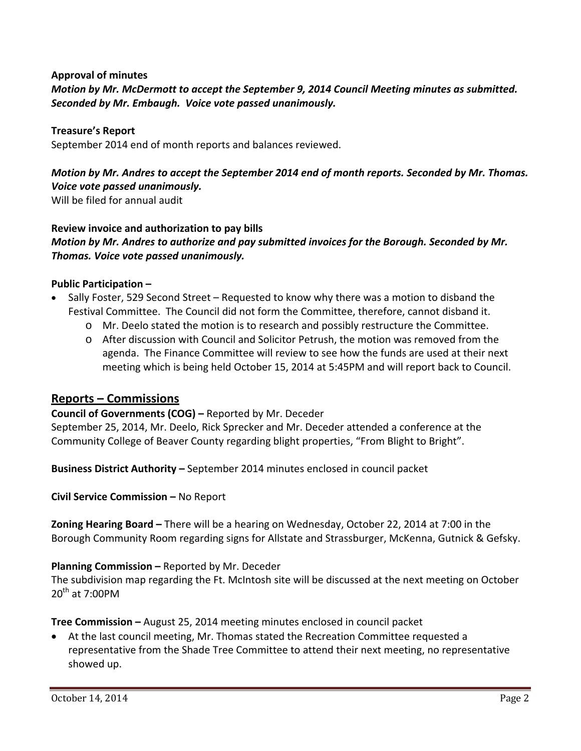**Approval of minutes**

***Motion by Mr. McDermott to accept the September 9, 2014 Council Meeting minutes as submitted. Seconded by Mr. Embaugh. Voice vote passed unanimously.***

**Treasure's Report**

September 2014 end of month reports and balances reviewed.

***Motion by Mr. Andres to accept the September 2014 end of month reports. Seconded by Mr. Thomas. Voice vote passed unanimously.***

Will be filed for annual audit

**Review invoice and authorization to pay bills**

***Motion by Mr. Andres to authorize and pay submitted invoices for the Borough. Seconded by Mr. Thomas. Voice vote passed unanimously.***

**Public Participation –**

- Sally Foster, 529 Second Street – Requested to know why there was a motion to disband the Festival Committee. The Council did not form the Committee, therefore, cannot disband it.
  - Mr. Deelo stated the motion is to research and possibly restructure the Committee.
  - After discussion with Council and Solicitor Petrush, the motion was removed from the agenda. The Finance Committee will review to see how the funds are used at their next meeting which is being held October 15, 2014 at 5:45PM and will report back to Council.

## Reports – Commissions

**Council of Governments (COG) –** Reported by Mr. Deceder

September 25, 2014, Mr. Deelo, Rick Sprecker and Mr. Deceder attended a conference at the Community College of Beaver County regarding blight properties, "From Blight to Bright".

**Business District Authority –** September 2014 minutes enclosed in council packet

**Civil Service Commission –** No Report

**Zoning Hearing Board –** There will be a hearing on Wednesday, October 22, 2014 at 7:00 in the Borough Community Room regarding signs for Allstate and Strassburger, McKenna, Gutnick & Gefsky.

**Planning Commission –** Reported by Mr. Deceder

The subdivision map regarding the Ft. McIntosh site will be discussed at the next meeting on October 20th at 7:00PM

**Tree Commission –** August 25, 2014 meeting minutes enclosed in council packet

- At the last council meeting, Mr. Thomas stated the Recreation Committee requested a representative from the Shade Tree Committee to attend their next meeting, no representative showed up.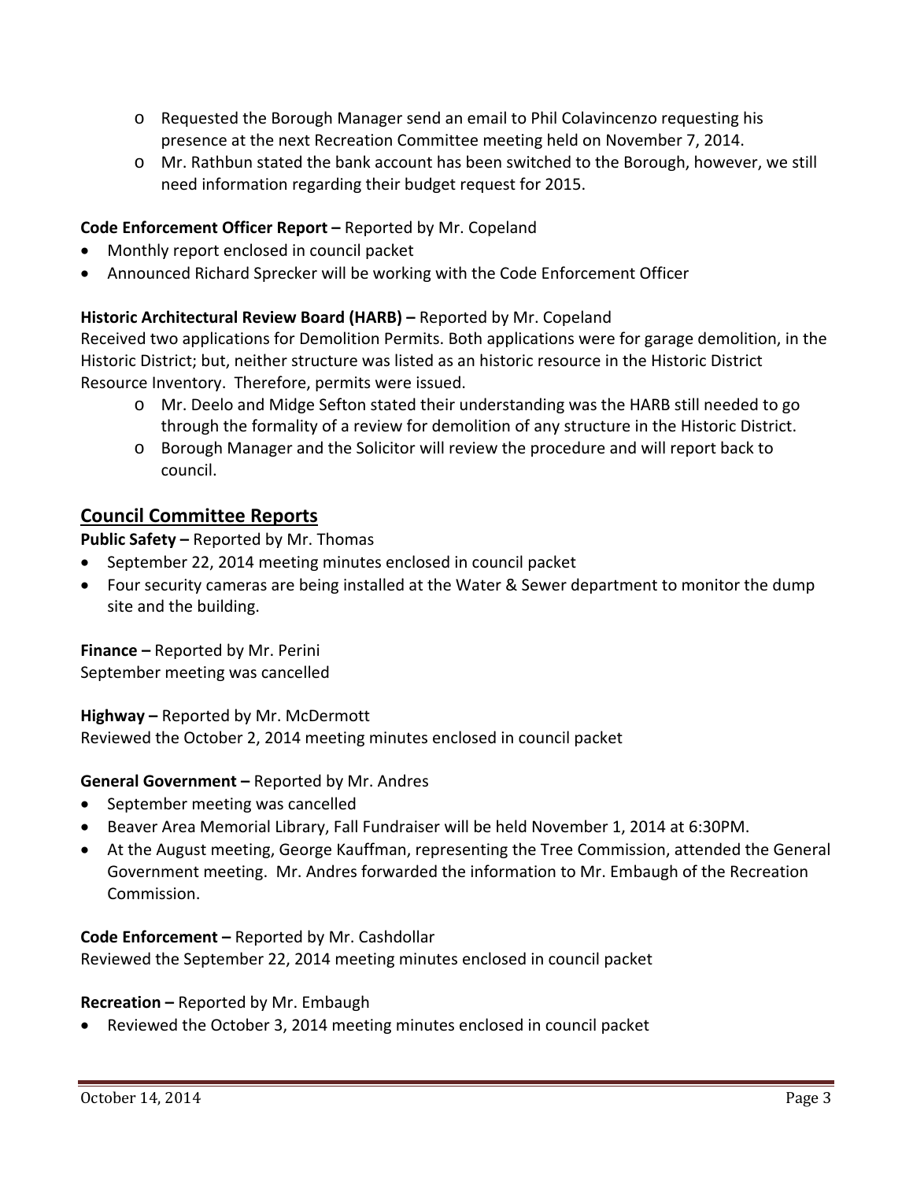- Requested the Borough Manager send an email to Phil Colavincenzo requesting his presence at the next Recreation Committee meeting held on November 7, 2014.
  - Mr. Rathbun stated the bank account has been switched to the Borough, however, we still need information regarding their budget request for 2015.

**Code Enforcement Officer Report –** Reported by Mr. Copeland

- Monthly report enclosed in council packet
- Announced Richard Sprecker will be working with the Code Enforcement Officer

**Historic Architectural Review Board (HARB) –** Reported by Mr. Copeland

Received two applications for Demolition Permits. Both applications were for garage demolition, in the Historic District; but, neither structure was listed as an historic resource in the Historic District Resource Inventory. Therefore, permits were issued.

  - Mr. Deelo and Midge Sefton stated their understanding was the HARB still needed to go through the formality of a review for demolition of any structure in the Historic District.
  - Borough Manager and the Solicitor will review the procedure and will report back to council.

## Council Committee Reports

**Public Safety –** Reported by Mr. Thomas

- September 22, 2014 meeting minutes enclosed in council packet
- Four security cameras are being installed at the Water & Sewer department to monitor the dump site and the building.

**Finance –** Reported by Mr. Perini

September meeting was cancelled

**Highway –** Reported by Mr. McDermott

Reviewed the October 2, 2014 meeting minutes enclosed in council packet

**General Government –** Reported by Mr. Andres

- September meeting was cancelled
- Beaver Area Memorial Library, Fall Fundraiser will be held November 1, 2014 at 6:30PM.
- At the August meeting, George Kauffman, representing the Tree Commission, attended the General Government meeting. Mr. Andres forwarded the information to Mr. Embaugh of the Recreation Commission.

**Code Enforcement –** Reported by Mr. Cashdollar

Reviewed the September 22, 2014 meeting minutes enclosed in council packet

**Recreation –** Reported by Mr. Embaugh

- Reviewed the October 3, 2014 meeting minutes enclosed in council packet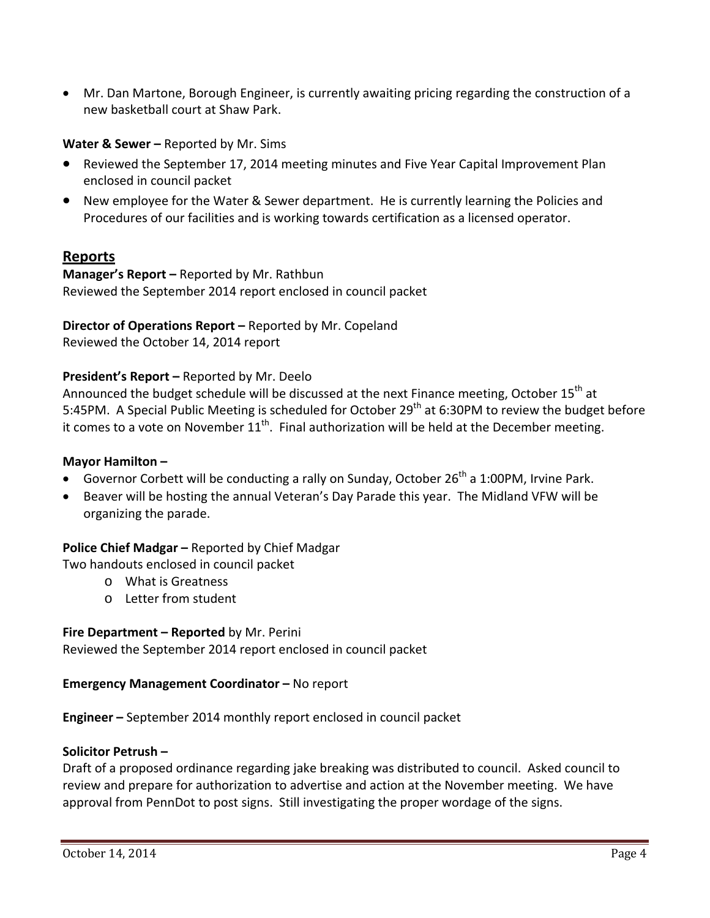- Mr. Dan Martone, Borough Engineer, is currently awaiting pricing regarding the construction of a new basketball court at Shaw Park.

**Water & Sewer –** Reported by Mr. Sims

- Reviewed the September 17, 2014 meeting minutes and Five Year Capital Improvement Plan enclosed in council packet
- New employee for the Water & Sewer department. He is currently learning the Policies and Procedures of our facilities and is working towards certification as a licensed operator.

## Reports

**Manager's Report –** Reported by Mr. Rathbun
Reviewed the September 2014 report enclosed in council packet

**Director of Operations Report –** Reported by Mr. Copeland
Reviewed the October 14, 2014 report

**President's Report –** Reported by Mr. Deelo
Announced the budget schedule will be discussed at the next Finance meeting, October 15th at 5:45PM. A Special Public Meeting is scheduled for October 29th at 6:30PM to review the budget before it comes to a vote on November 11th. Final authorization will be held at the December meeting.

**Mayor Hamilton –**

- Governor Corbett will be conducting a rally on Sunday, October 26th a 1:00PM, Irvine Park.
- Beaver will be hosting the annual Veteran's Day Parade this year. The Midland VFW will be organizing the parade.

**Police Chief Madgar –** Reported by Chief Madgar
Two handouts enclosed in council packet

- What is Greatness
- Letter from student

**Fire Department – Reported** by Mr. Perini
Reviewed the September 2014 report enclosed in council packet

**Emergency Management Coordinator –** No report

**Engineer –** September 2014 monthly report enclosed in council packet

**Solicitor Petrush –**
Draft of a proposed ordinance regarding jake breaking was distributed to council. Asked council to review and prepare for authorization to advertise and action at the November meeting. We have approval from PennDot to post signs. Still investigating the proper wordage of the signs.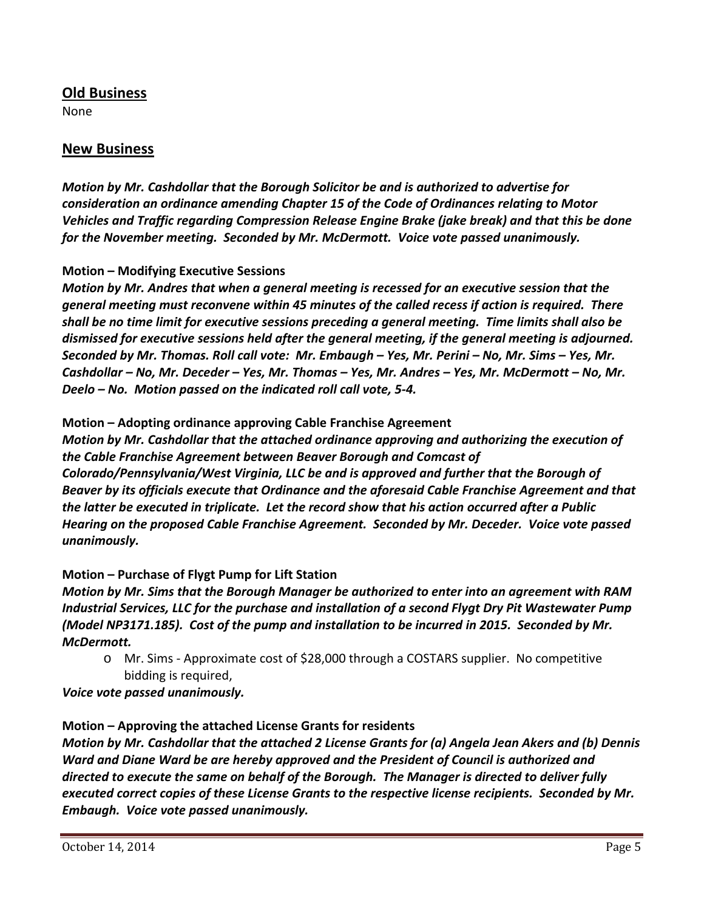## Old Business

None

## New Business

***Motion by Mr. Cashdollar that the Borough Solicitor be and is authorized to advertise for consideration an ordinance amending Chapter 15 of the Code of Ordinances relating to Motor Vehicles and Traffic regarding Compression Release Engine Brake (jake break) and that this be done for the November meeting. Seconded by Mr. McDermott. Voice vote passed unanimously.***

**Motion – Modifying Executive Sessions**

***Motion by Mr. Andres that when a general meeting is recessed for an executive session that the general meeting must reconvene within 45 minutes of the called recess if action is required. There shall be no time limit for executive sessions preceding a general meeting. Time limits shall also be dismissed for executive sessions held after the general meeting, if the general meeting is adjourned. Seconded by Mr. Thomas. Roll call vote: Mr. Embaugh – Yes, Mr. Perini – No, Mr. Sims – Yes, Mr. Cashdollar – No, Mr. Deceder – Yes, Mr. Thomas – Yes, Mr. Andres – Yes, Mr. McDermott – No, Mr. Deelo – No. Motion passed on the indicated roll call vote, 5-4.***

**Motion – Adopting ordinance approving Cable Franchise Agreement**

***Motion by Mr. Cashdollar that the attached ordinance approving and authorizing the execution of the Cable Franchise Agreement between Beaver Borough and Comcast of Colorado/Pennsylvania/West Virginia, LLC be and is approved and further that the Borough of Beaver by its officials execute that Ordinance and the aforesaid Cable Franchise Agreement and that the latter be executed in triplicate. Let the record show that his action occurred after a Public Hearing on the proposed Cable Franchise Agreement. Seconded by Mr. Deceder. Voice vote passed unanimously.***

**Motion – Purchase of Flygt Pump for Lift Station**

***Motion by Mr. Sims that the Borough Manager be authorized to enter into an agreement with RAM Industrial Services, LLC for the purchase and installation of a second Flygt Dry Pit Wastewater Pump (Model NP3171.185). Cost of the pump and installation to be incurred in 2015. Seconded by Mr. McDermott.***

- Mr. Sims - Approximate cost of $28,000 through a COSTARS supplier. No competitive bidding is required,

***Voice vote passed unanimously.***

**Motion – Approving the attached License Grants for residents**

***Motion by Mr. Cashdollar that the attached 2 License Grants for (a) Angela Jean Akers and (b) Dennis Ward and Diane Ward be are hereby approved and the President of Council is authorized and directed to execute the same on behalf of the Borough. The Manager is directed to deliver fully executed correct copies of these License Grants to the respective license recipients. Seconded by Mr. Embaugh. Voice vote passed unanimously.***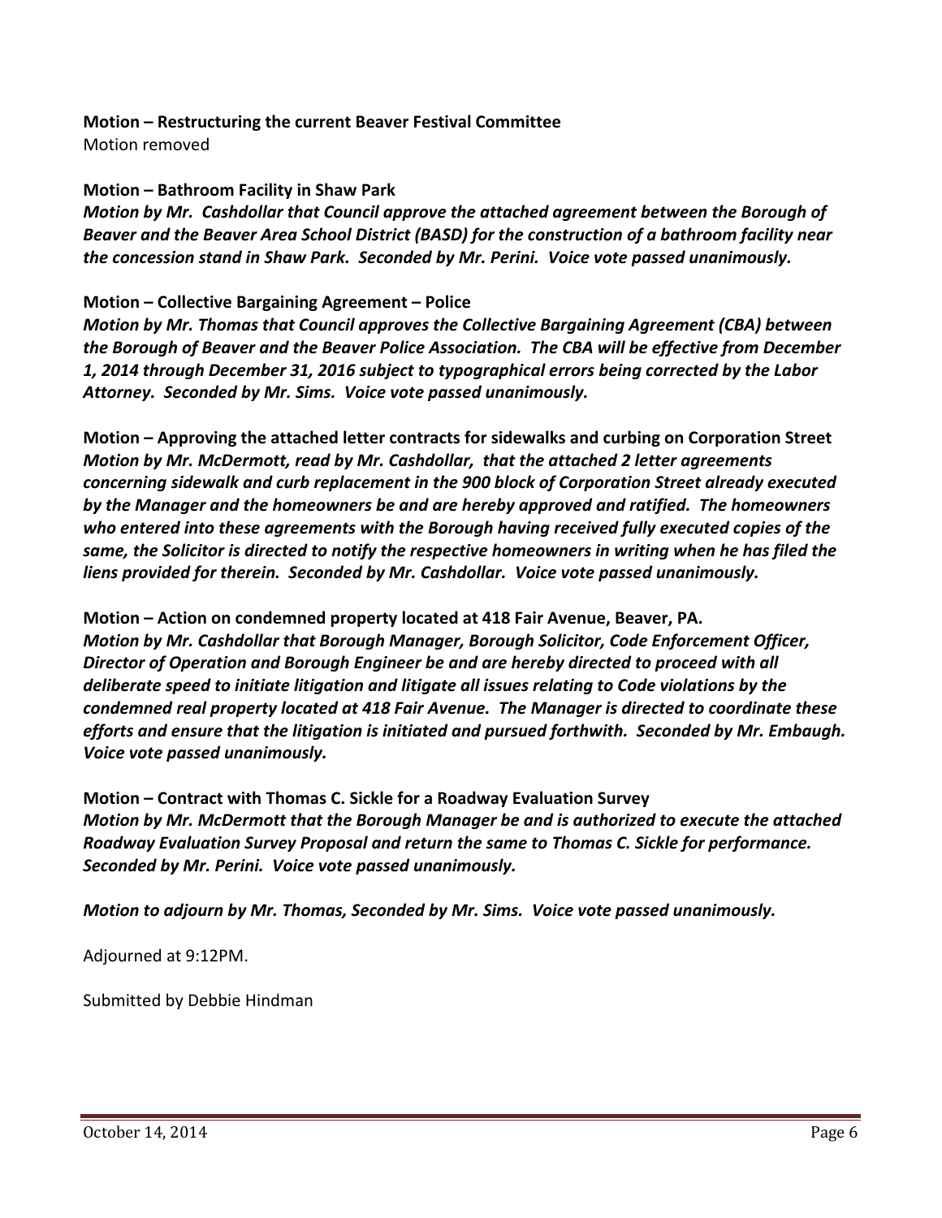**Motion – Restructuring the current Beaver Festival Committee**
Motion removed

**Motion – Bathroom Facility in Shaw Park**
***Motion by Mr. Cashdollar that Council approve the attached agreement between the Borough of Beaver and the Beaver Area School District (BASD) for the construction of a bathroom facility near the concession stand in Shaw Park. Seconded by Mr. Perini. Voice vote passed unanimously.***

**Motion – Collective Bargaining Agreement – Police**
***Motion by Mr. Thomas that Council approves the Collective Bargaining Agreement (CBA) between the Borough of Beaver and the Beaver Police Association. The CBA will be effective from December 1, 2014 through December 31, 2016 subject to typographical errors being corrected by the Labor Attorney. Seconded by Mr. Sims. Voice vote passed unanimously.***

**Motion – Approving the attached letter contracts for sidewalks and curbing on Corporation Street**
***Motion by Mr. McDermott, read by Mr. Cashdollar, that the attached 2 letter agreements concerning sidewalk and curb replacement in the 900 block of Corporation Street already executed by the Manager and the homeowners be and are hereby approved and ratified. The homeowners who entered into these agreements with the Borough having received fully executed copies of the same, the Solicitor is directed to notify the respective homeowners in writing when he has filed the liens provided for therein. Seconded by Mr. Cashdollar. Voice vote passed unanimously.***

**Motion – Action on condemned property located at 418 Fair Avenue, Beaver, PA.**
***Motion by Mr. Cashdollar that Borough Manager, Borough Solicitor, Code Enforcement Officer, Director of Operation and Borough Engineer be and are hereby directed to proceed with all deliberate speed to initiate litigation and litigate all issues relating to Code violations by the condemned real property located at 418 Fair Avenue. The Manager is directed to coordinate these efforts and ensure that the litigation is initiated and pursued forthwith. Seconded by Mr. Embaugh. Voice vote passed unanimously.***

**Motion – Contract with Thomas C. Sickle for a Roadway Evaluation Survey**
***Motion by Mr. McDermott that the Borough Manager be and is authorized to execute the attached Roadway Evaluation Survey Proposal and return the same to Thomas C. Sickle for performance. Seconded by Mr. Perini. Voice vote passed unanimously.***

***Motion to adjourn by Mr. Thomas, Seconded by Mr. Sims. Voice vote passed unanimously.***

Adjourned at 9:12PM.

Submitted by Debbie Hindman